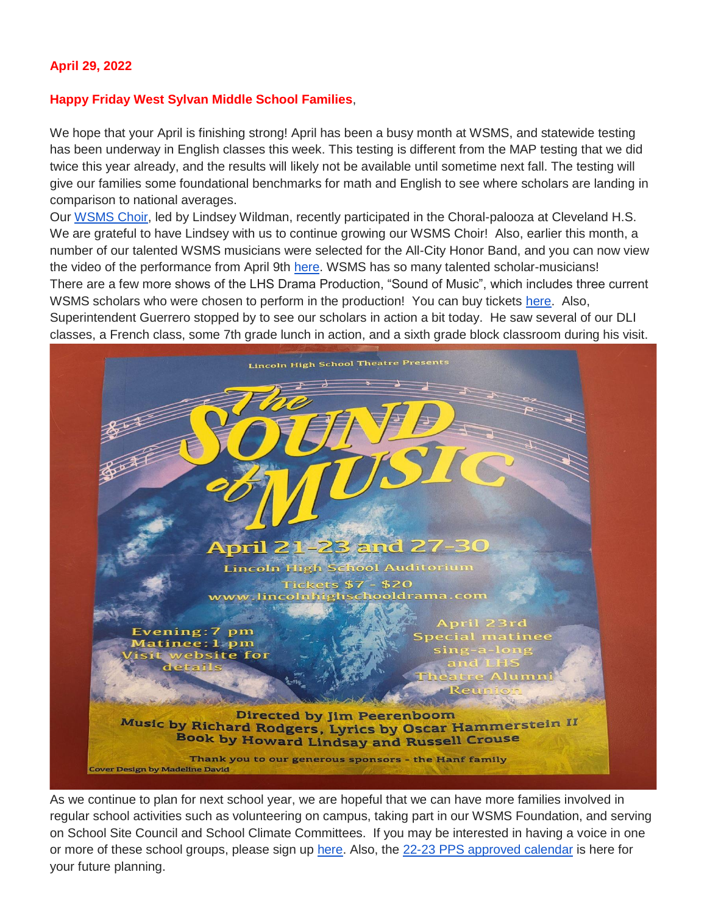**April 29, 2022**

**Happy Friday West Sylvan Middle School Families**,

We hope that your April is finishing strong! April has been a busy month at WSMS, and statewide testing has been underway in English classes this week. This testing is different from the MAP testing that we did twice this year already, and the results will likely not be available until sometime next fall. The testing will give our families some foundational benchmarks for math and English to see where scholars are landing in comparison to national averages.

Our WSMS Choir, led by Lindsey Wildman, recently participated in the Choral-palooza at Cleveland H.S. We are grateful to have Lindsey with us to continue growing our WSMS Choir! Also, earlier this month, a number of our talented WSMS musicians were selected for the All-City Honor Band, and you can now view the video of the performance from April 9th here. WSMS has so many talented scholar-musicians!

There are a few more shows of the LHS Drama Production, "Sound of Music", which includes three current WSMS scholars who were chosen to perform in the production! You can buy tickets here. Also, Superintendent Guerrero stopped by to see our scholars in action a bit today. He saw several of our DLI classes, a French class, some 7th grade lunch in action, and a sixth grade block classroom during his visit.

As we continue to plan for next school year, we are hopeful that we can have more families involved in regular school activities such as volunteering on campus, taking part in our WSMS Foundation, and serving on School Site Council and School Climate Committees. If you may be interested in having a voice in one or more of these school groups, please sign up here. Also, the 22-23 PPS approved calendar is here for your future planning.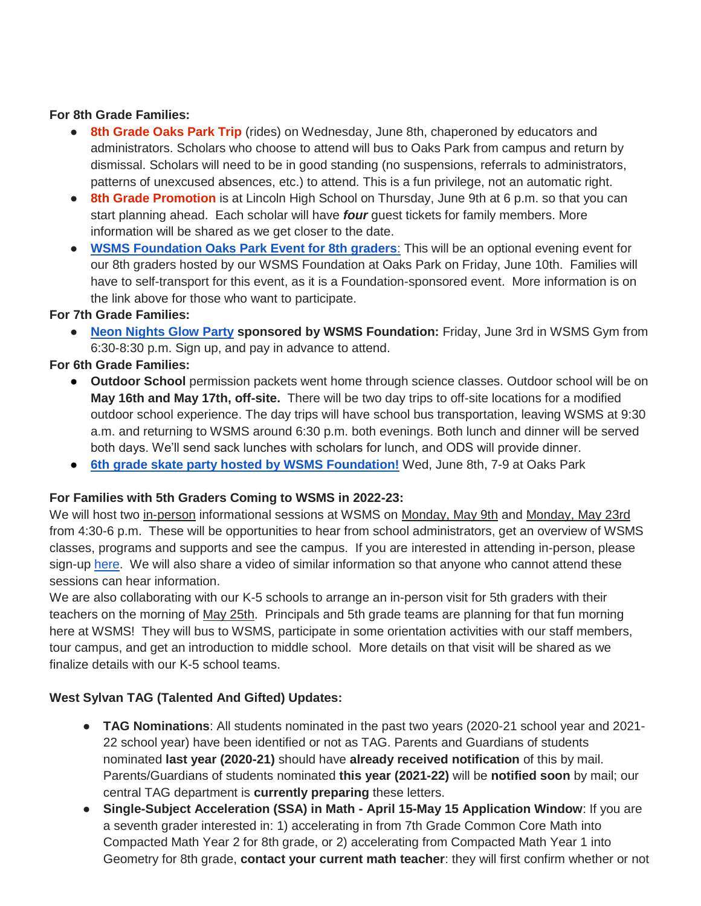**For 8th Grade Families:**

- **8th Grade Oaks Park Trip** (rides) on Wednesday, June 8th, chaperoned by educators and administrators. Scholars who choose to attend will bus to Oaks Park from campus and return by dismissal. Scholars will need to be in good standing (no suspensions, referrals to administrators, patterns of unexcused absences, etc.) to attend. This is a fun privilege, not an automatic right.
- **8th Grade Promotion** is at Lincoln High School on Thursday, June 9th at 6 p.m. so that you can start planning ahead. Each scholar will have ***four*** guest tickets for family members. More information will be shared as we get closer to the date.
- **WSMS Foundation Oaks Park Event for 8th graders**: This will be an optional evening event for our 8th graders hosted by our WSMS Foundation at Oaks Park on Friday, June 10th. Families will have to self-transport for this event, as it is a Foundation-sponsored event. More information is on the link above for those who want to participate.

**For 7th Grade Families:**

- **Neon Nights Glow Party sponsored by WSMS Foundation:** Friday, June 3rd in WSMS Gym from 6:30-8:30 p.m. Sign up, and pay in advance to attend.

**For 6th Grade Families:**

- **Outdoor School** permission packets went home through science classes. Outdoor school will be on **May 16th and May 17th, off-site.** There will be two day trips to off-site locations for a modified outdoor school experience. The day trips will have school bus transportation, leaving WSMS at 9:30 a.m. and returning to WSMS around 6:30 p.m. both evenings. Both lunch and dinner will be served both days. We'll send sack lunches with scholars for lunch, and ODS will provide dinner.
- **6th grade skate party hosted by WSMS Foundation!** Wed, June 8th, 7-9 at Oaks Park

**For Families with 5th Graders Coming to WSMS in 2022-23:**

We will host two in-person informational sessions at WSMS on Monday, May 9th and Monday, May 23rd from 4:30-6 p.m. These will be opportunities to hear from school administrators, get an overview of WSMS classes, programs and supports and see the campus. If you are interested in attending in-person, please sign-up here. We will also share a video of similar information so that anyone who cannot attend these sessions can hear information.

We are also collaborating with our K-5 schools to arrange an in-person visit for 5th graders with their teachers on the morning of May 25th. Principals and 5th grade teams are planning for that fun morning here at WSMS! They will bus to WSMS, participate in some orientation activities with our staff members, tour campus, and get an introduction to middle school. More details on that visit will be shared as we finalize details with our K-5 school teams.

**West Sylvan TAG (Talented And Gifted) Updates:**

- **TAG Nominations**: All students nominated in the past two years (2020-21 school year and 2021-22 school year) have been identified or not as TAG. Parents and Guardians of students nominated **last year (2020-21)** should have **already received notification** of this by mail. Parents/Guardians of students nominated **this year (2021-22)** will be **notified soon** by mail; our central TAG department is **currently preparing** these letters.
- **Single-Subject Acceleration (SSA) in Math - April 15-May 15 Application Window**: If you are a seventh grader interested in: 1) accelerating in from 7th Grade Common Core Math into Compacted Math Year 2 for 8th grade, or 2) accelerating from Compacted Math Year 1 into Geometry for 8th grade, **contact your current math teacher**: they will first confirm whether or not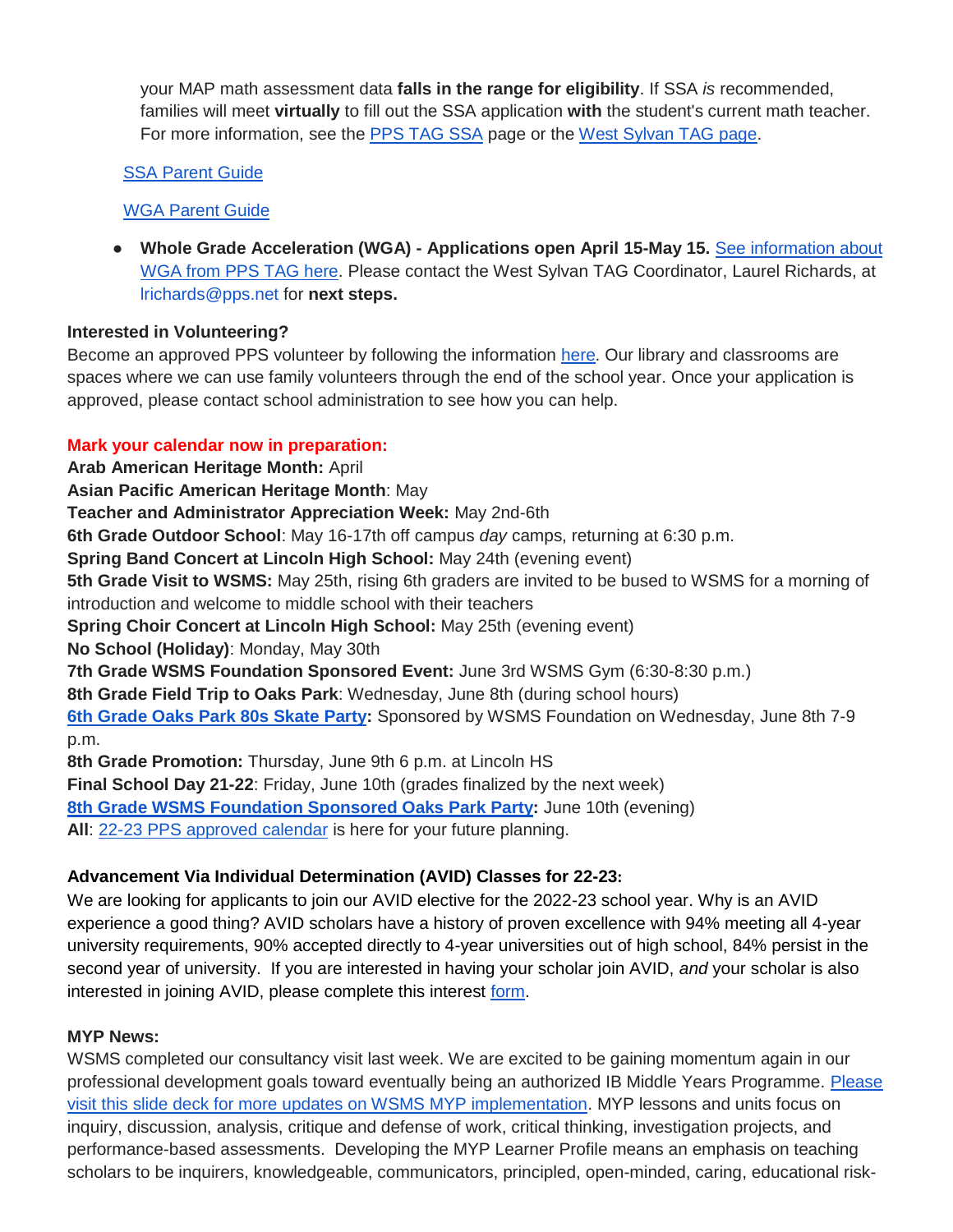your MAP math assessment data **falls in the range for eligibility**. If SSA *is* recommended, families will meet **virtually** to fill out the SSA application **with** the student's current math teacher. For more information, see the [PPS TAG SSA]() page or the [West Sylvan TAG page]().

[SSA Parent Guide]()

[WGA Parent Guide]()

- **Whole Grade Acceleration (WGA) - Applications open April 15-May 15.** [See information about WGA from PPS TAG here](). Please contact the West Sylvan TAG Coordinator, Laurel Richards, at lrichards@pps.net for **next steps.**

**Interested in Volunteering?**
Become an approved PPS volunteer by following the information [here](). Our library and classrooms are spaces where we can use family volunteers through the end of the school year. Once your application is approved, please contact school administration to see how you can help.

**Mark your calendar now in preparation:**
**Arab American Heritage Month:** April
**Asian Pacific American Heritage Month**: May
**Teacher and Administrator Appreciation Week:** May 2nd-6th
**6th Grade Outdoor School**: May 16-17th off campus *day* camps, returning at 6:30 p.m.
**Spring Band Concert at Lincoln High School:** May 24th (evening event)
**5th Grade Visit to WSMS:** May 25th, rising 6th graders are invited to be bused to WSMS for a morning of introduction and welcome to middle school with their teachers
**Spring Choir Concert at Lincoln High School:** May 25th (evening event)
**No School (Holiday)**: Monday, May 30th
**7th Grade WSMS Foundation Sponsored Event:** June 3rd WSMS Gym (6:30-8:30 p.m.)
**8th Grade Field Trip to Oaks Park**: Wednesday, June 8th (during school hours)
**[6th Grade Oaks Park 80s Skate Party]():** Sponsored by WSMS Foundation on Wednesday, June 8th 7-9 p.m.
**8th Grade Promotion:** Thursday, June 9th 6 p.m. at Lincoln HS
**Final School Day 21-22**: Friday, June 10th (grades finalized by the next week)
**[8th Grade WSMS Foundation Sponsored Oaks Park Party]():** June 10th (evening)
**All**: [22-23 PPS approved calendar]() is here for your future planning.

**Advancement Via Individual Determination (AVID) Classes for 22-23:**
We are looking for applicants to join our AVID elective for the 2022-23 school year. Why is an AVID experience a good thing? AVID scholars have a history of proven excellence with 94% meeting all 4-year university requirements, 90% accepted directly to 4-year universities out of high school, 84% persist in the second year of university. If you are interested in having your scholar join AVID, *and* your scholar is also interested in joining AVID, please complete this interest [form]().

**MYP News:**
WSMS completed our consultancy visit last week. We are excited to be gaining momentum again in our professional development goals toward eventually being an authorized IB Middle Years Programme. [Please visit this slide deck for more updates on WSMS MYP implementation](). MYP lessons and units focus on inquiry, discussion, analysis, critique and defense of work, critical thinking, investigation projects, and performance-based assessments. Developing the MYP Learner Profile means an emphasis on teaching scholars to be inquirers, knowledgeable, communicators, principled, open-minded, caring, educational risk-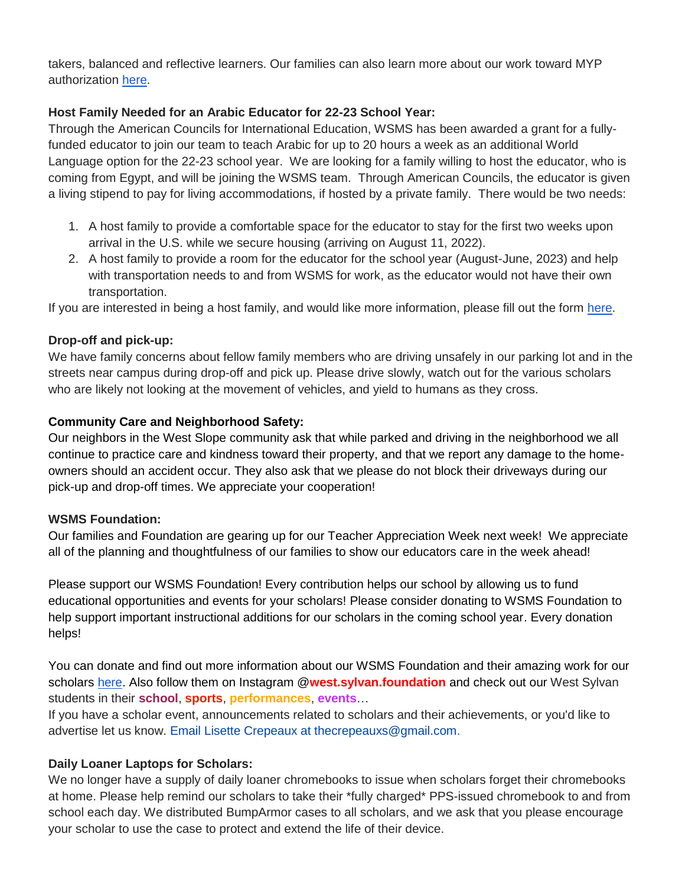takers, balanced and reflective learners. Our families can also learn more about our work toward MYP authorization here.

**Host Family Needed for an Arabic Educator for 22-23 School Year:**
Through the American Councils for International Education, WSMS has been awarded a grant for a fully-funded educator to join our team to teach Arabic for up to 20 hours a week as an additional World Language option for the 22-23 school year. We are looking for a family willing to host the educator, who is coming from Egypt, and will be joining the WSMS team. Through American Councils, the educator is given a living stipend to pay for living accommodations, if hosted by a private family. There would be two needs:

1. A host family to provide a comfortable space for the educator to stay for the first two weeks upon arrival in the U.S. while we secure housing (arriving on August 11, 2022).
2. A host family to provide a room for the educator for the school year (August-June, 2023) and help with transportation needs to and from WSMS for work, as the educator would not have their own transportation.

If you are interested in being a host family, and would like more information, please fill out the form here.

**Drop-off and pick-up:**
We have family concerns about fellow family members who are driving unsafely in our parking lot and in the streets near campus during drop-off and pick up. Please drive slowly, watch out for the various scholars who are likely not looking at the movement of vehicles, and yield to humans as they cross.

**Community Care and Neighborhood Safety:**
Our neighbors in the West Slope community ask that while parked and driving in the neighborhood we all continue to practice care and kindness toward their property, and that we report any damage to the home-owners should an accident occur. They also ask that we please do not block their driveways during our pick-up and drop-off times. We appreciate your cooperation!

**WSMS Foundation:**
Our families and Foundation are gearing up for our Teacher Appreciation Week next week! We appreciate all of the planning and thoughtfulness of our families to show our educators care in the week ahead!

Please support our WSMS Foundation! Every contribution helps our school by allowing us to fund educational opportunities and events for your scholars! Please consider donating to WSMS Foundation to help support important instructional additions for our scholars in the coming school year. Every donation helps!

You can donate and find out more information about our WSMS Foundation and their amazing work for our scholars here. Also follow them on Instagram @**west.sylvan.foundation** and check out our West Sylvan students in their **school**, **sports**, **performances**, **events**…
If you have a scholar event, announcements related to scholars and their achievements, or you'd like to advertise let us know. Email Lisette Crepeaux at thecrepeauxs@gmail.com.

**Daily Loaner Laptops for Scholars:**
We no longer have a supply of daily loaner chromebooks to issue when scholars forget their chromebooks at home. Please help remind our scholars to take their *fully charged* PPS-issued chromebook to and from school each day. We distributed BumpArmor cases to all scholars, and we ask that you please encourage your scholar to use the case to protect and extend the life of their device.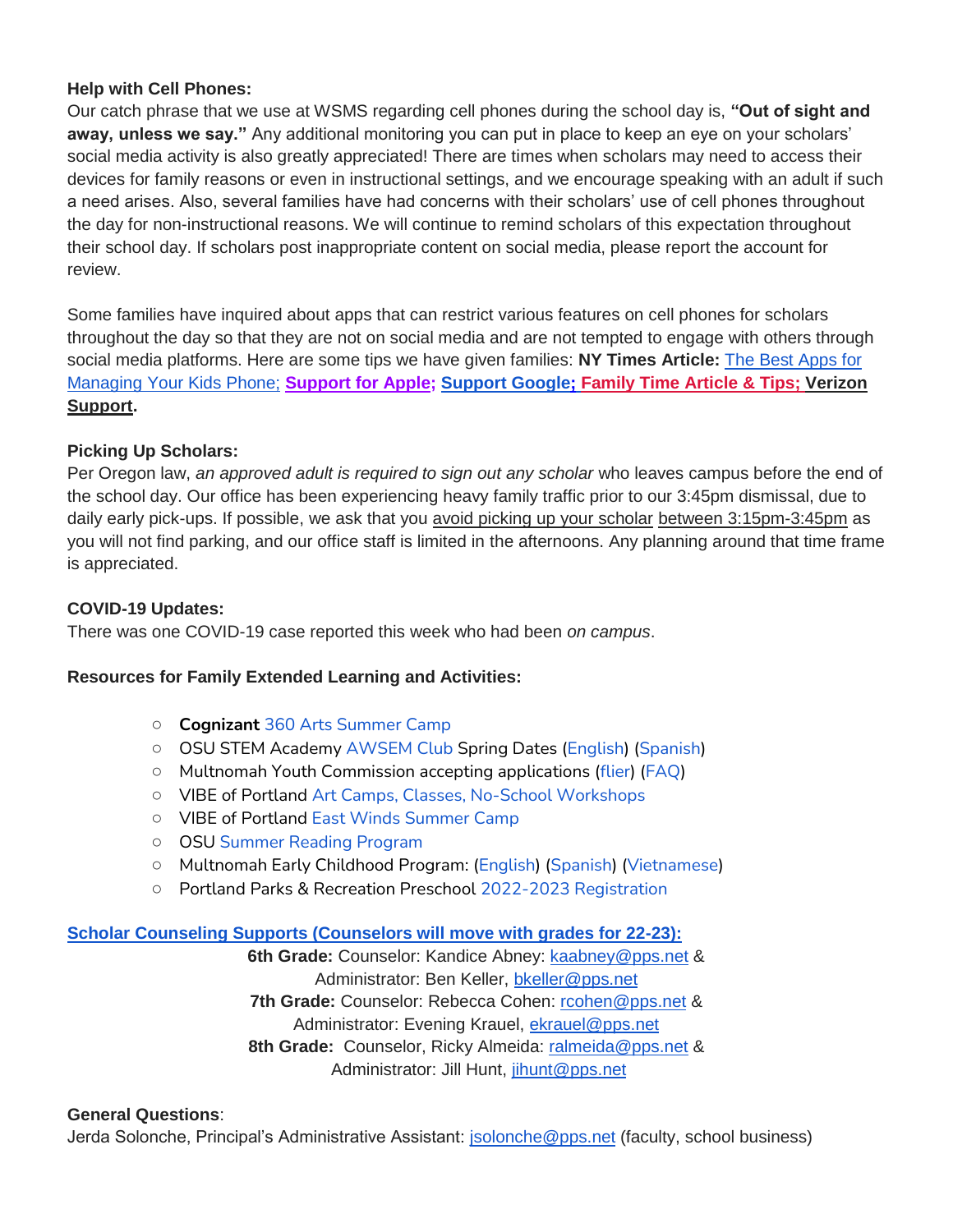**Help with Cell Phones:**

Our catch phrase that we use at WSMS regarding cell phones during the school day is, **"Out of sight and away, unless we say."** Any additional monitoring you can put in place to keep an eye on your scholars' social media activity is also greatly appreciated! There are times when scholars may need to access their devices for family reasons or even in instructional settings, and we encourage speaking with an adult if such a need arises. Also, several families have had concerns with their scholars' use of cell phones throughout the day for non-instructional reasons. We will continue to remind scholars of this expectation throughout their school day. If scholars post inappropriate content on social media, please report the account for review.

Some families have inquired about apps that can restrict various features on cell phones for scholars throughout the day so that they are not on social media and are not tempted to engage with others through social media platforms. Here are some tips we have given families: **NY Times Article:** The Best Apps for Managing Your Kids Phone; **Support for Apple; Support Google; Family Time Article & Tips; Verizon Support.**

**Picking Up Scholars:**

Per Oregon law, *an approved adult is required to sign out any scholar* who leaves campus before the end of the school day. Our office has been experiencing heavy family traffic prior to our 3:45pm dismissal, due to daily early pick-ups. If possible, we ask that you avoid picking up your scholar between 3:15pm-3:45pm as you will not find parking, and our office staff is limited in the afternoons. Any planning around that time frame is appreciated.

**COVID-19 Updates:**

There was one COVID-19 case reported this week who had been *on campus*.

**Resources for Family Extended Learning and Activities:**

- **Cognizant** 360 Arts Summer Camp
- OSU STEM Academy AWSEM Club Spring Dates (English) (Spanish)
- Multnomah Youth Commission accepting applications (flier) (FAQ)
- VIBE of Portland Art Camps, Classes, No-School Workshops
- VIBE of Portland East Winds Summer Camp
- OSU Summer Reading Program
- Multnomah Early Childhood Program: (English) (Spanish) (Vietnamese)
- Portland Parks & Recreation Preschool 2022-2023 Registration

**Scholar Counseling Supports (Counselors will move with grades for 22-23):**

**6th Grade:** Counselor: Kandice Abney: kaabney@pps.net & Administrator: Ben Keller, bkeller@pps.net

**7th Grade:** Counselor: Rebecca Cohen: rcohen@pps.net & Administrator: Evening Krauel, ekrauel@pps.net

**8th Grade:** Counselor, Ricky Almeida: ralmeida@pps.net & Administrator: Jill Hunt, jihunt@pps.net

**General Questions**:

Jerda Solonche, Principal's Administrative Assistant: jsolonche@pps.net (faculty, school business)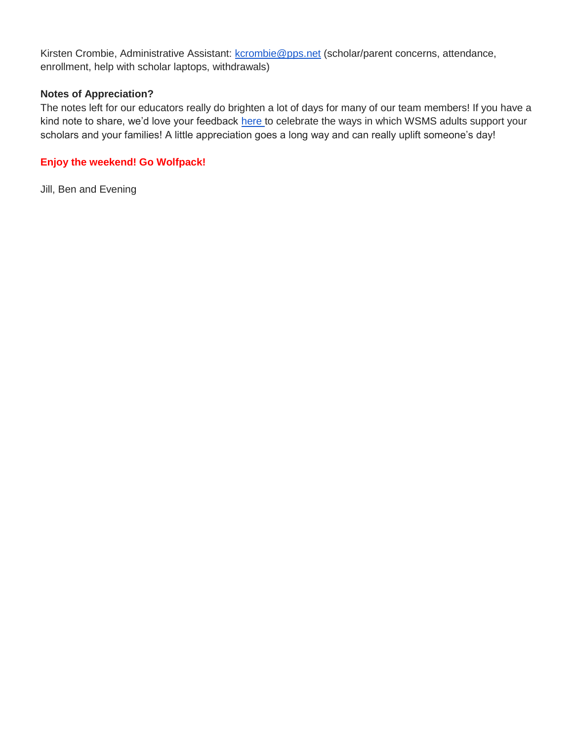Kirsten Crombie, Administrative Assistant: kcrombie@pps.net (scholar/parent concerns, attendance, enrollment, help with scholar laptops, withdrawals)

**Notes of Appreciation?**

The notes left for our educators really do brighten a lot of days for many of our team members! If you have a kind note to share, we'd love your feedback here to celebrate the ways in which WSMS adults support your scholars and your families! A little appreciation goes a long way and can really uplift someone's day!

**Enjoy the weekend! Go Wolfpack!**

Jill, Ben and Evening